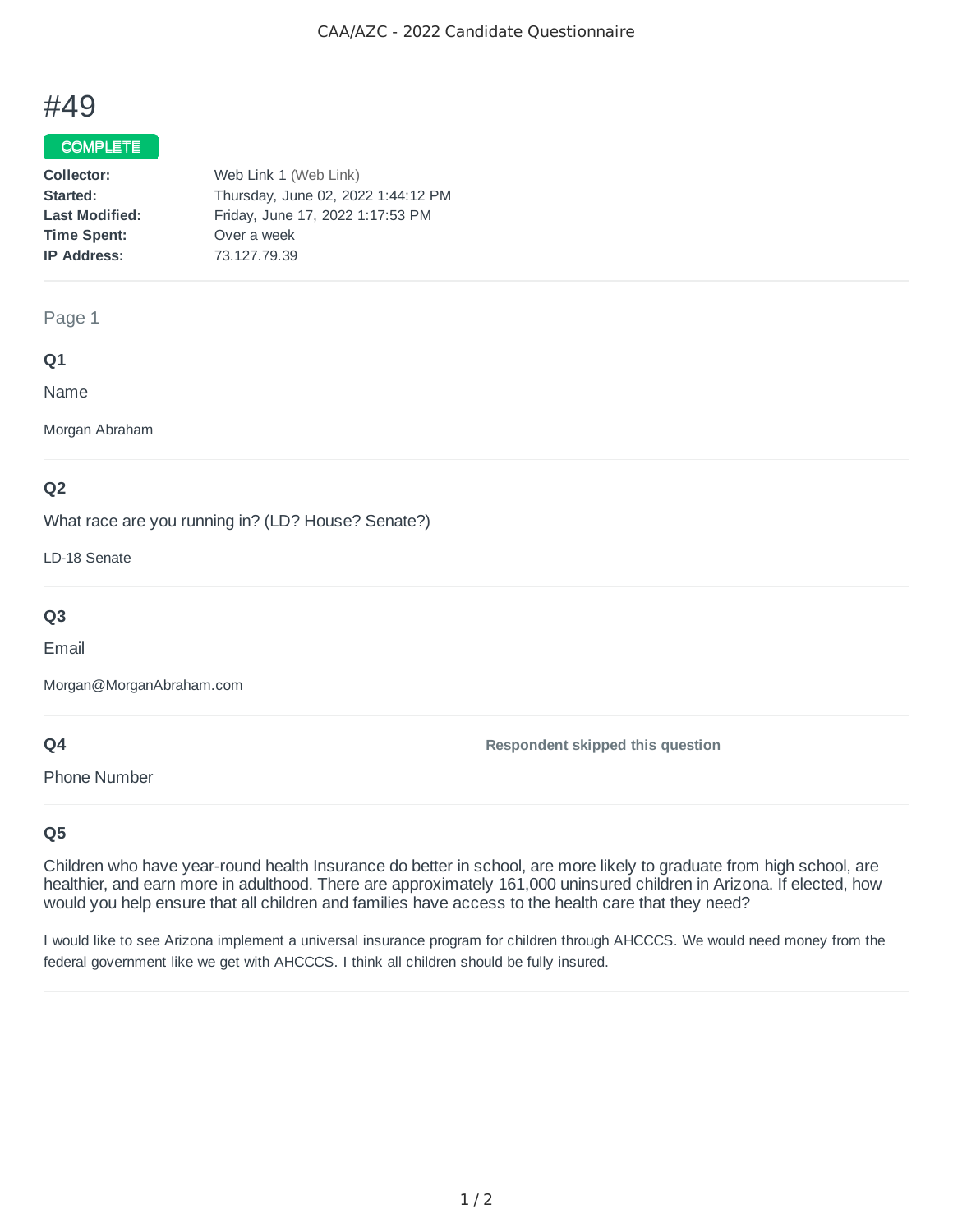CAA/AZC - 2022 Candidate Questionnaire

# #49

**COMPLETE**

**Collector:** Web Link 1 (Web Link)
**Started:** Thursday, June 02, 2022 1:44:12 PM
**Last Modified:** Friday, June 17, 2022 1:17:53 PM
**Time Spent:** Over a week
**IP Address:** 73.127.79.39

---

Page 1

### Q1

Name

Morgan Abraham

---

### Q2

What race are you running in? (LD? House? Senate?)

LD-18 Senate

---

### Q3

Email

Morgan@MorganAbraham.com

---

### Q4

Phone Number

**Respondent skipped this question**

---

### Q5

Children who have year-round health Insurance do better in school, are more likely to graduate from high school, are healthier, and earn more in adulthood. There are approximately 161,000 uninsured children in Arizona. If elected, how would you help ensure that all children and families have access to the health care that they need?

I would like to see Arizona implement a universal insurance program for children through AHCCCS. We would need money from the federal government like we get with AHCCCS. I think all children should be fully insured.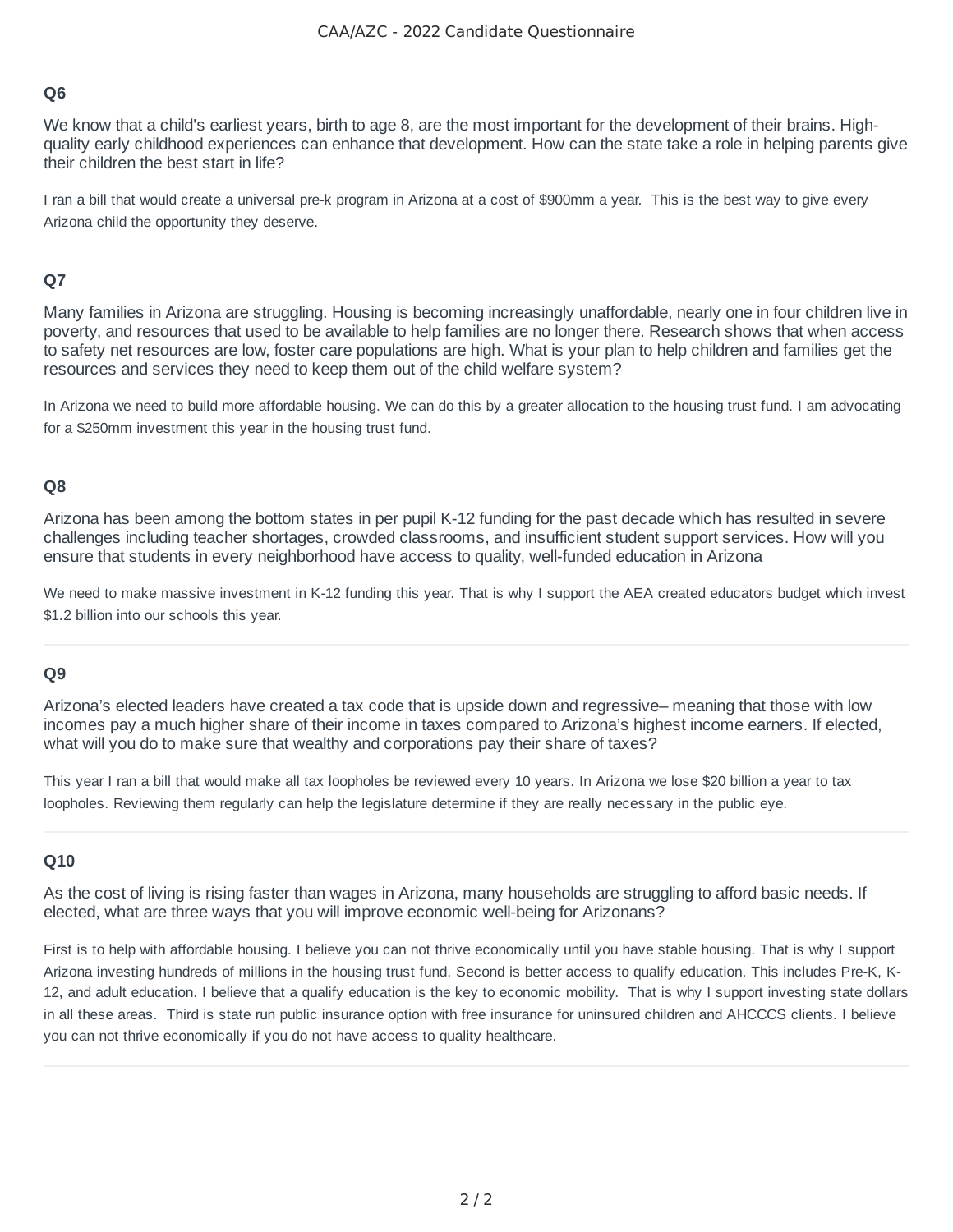### Q6

We know that a child's earliest years, birth to age 8, are the most important for the development of their brains. High-quality early childhood experiences can enhance that development. How can the state take a role in helping parents give their children the best start in life?

I ran a bill that would create a universal pre-k program in Arizona at a cost of $900mm a year. This is the best way to give every Arizona child the opportunity they deserve.

---

### Q7

Many families in Arizona are struggling. Housing is becoming increasingly unaffordable, nearly one in four children live in poverty, and resources that used to be available to help families are no longer there. Research shows that when access to safety net resources are low, foster care populations are high. What is your plan to help children and families get the resources and services they need to keep them out of the child welfare system?

In Arizona we need to build more affordable housing. We can do this by a greater allocation to the housing trust fund. I am advocating for a $250mm investment this year in the housing trust fund.

---

### Q8

Arizona has been among the bottom states in per pupil K-12 funding for the past decade which has resulted in severe challenges including teacher shortages, crowded classrooms, and insufficient student support services. How will you ensure that students in every neighborhood have access to quality, well-funded education in Arizona

We need to make massive investment in K-12 funding this year. That is why I support the AEA created educators budget which invest $1.2 billion into our schools this year.

---

### Q9

Arizona's elected leaders have created a tax code that is upside down and regressive– meaning that those with low incomes pay a much higher share of their income in taxes compared to Arizona's highest income earners. If elected, what will you do to make sure that wealthy and corporations pay their share of taxes?

This year I ran a bill that would make all tax loopholes be reviewed every 10 years. In Arizona we lose $20 billion a year to tax loopholes. Reviewing them regularly can help the legislature determine if they are really necessary in the public eye.

---

### Q10

As the cost of living is rising faster than wages in Arizona, many households are struggling to afford basic needs. If elected, what are three ways that you will improve economic well-being for Arizonans?

First is to help with affordable housing. I believe you can not thrive economically until you have stable housing. That is why I support Arizona investing hundreds of millions in the housing trust fund. Second is better access to qualify education. This includes Pre-K, K-12, and adult education. I believe that a qualify education is the key to economic mobility. That is why I support investing state dollars in all these areas. Third is state run public insurance option with free insurance for uninsured children and AHCCCS clients. I believe you can not thrive economically if you do not have access to quality healthcare.